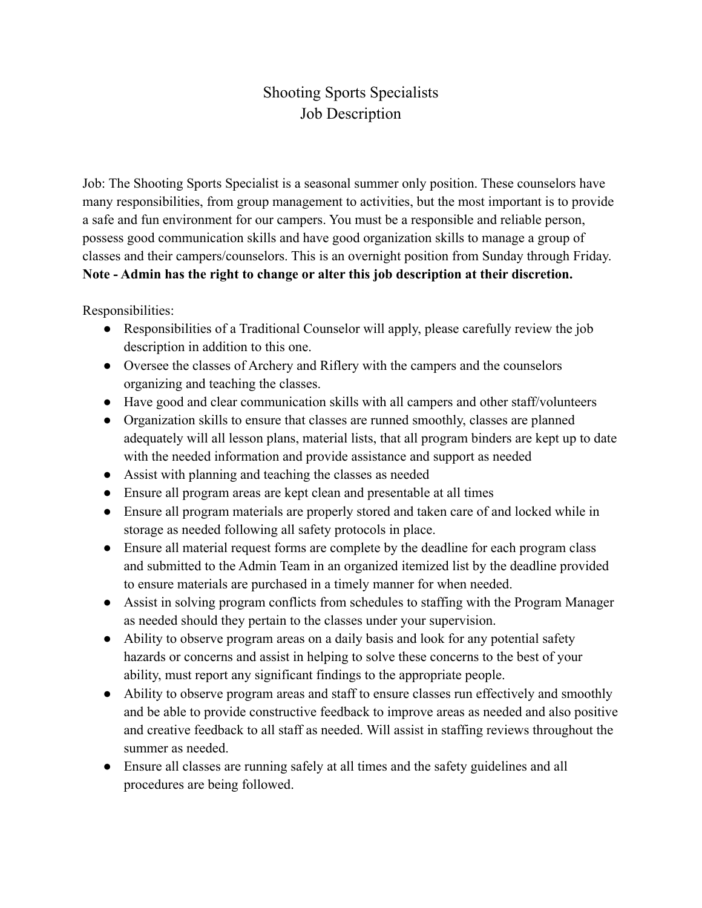# Shooting Sports Specialists
# Job Description

Job: The Shooting Sports Specialist is a seasonal summer only position. These counselors have many responsibilities, from group management to activities, but the most important is to provide a safe and fun environment for our campers. You must be a responsible and reliable person, possess good communication skills and have good organization skills to manage a group of classes and their campers/counselors. This is an overnight position from Sunday through Friday. **Note - Admin has the right to change or alter this job description at their discretion.**

Responsibilities:

- Responsibilities of a Traditional Counselor will apply, please carefully review the job description in addition to this one.
- Oversee the classes of Archery and Riflery with the campers and the counselors organizing and teaching the classes.
- Have good and clear communication skills with all campers and other staff/volunteers
- Organization skills to ensure that classes are runned smoothly, classes are planned adequately will all lesson plans, material lists, that all program binders are kept up to date with the needed information and provide assistance and support as needed
- Assist with planning and teaching the classes as needed
- Ensure all program areas are kept clean and presentable at all times
- Ensure all program materials are properly stored and taken care of and locked while in storage as needed following all safety protocols in place.
- Ensure all material request forms are complete by the deadline for each program class and submitted to the Admin Team in an organized itemized list by the deadline provided to ensure materials are purchased in a timely manner for when needed.
- Assist in solving program conflicts from schedules to staffing with the Program Manager as needed should they pertain to the classes under your supervision.
- Ability to observe program areas on a daily basis and look for any potential safety hazards or concerns and assist in helping to solve these concerns to the best of your ability, must report any significant findings to the appropriate people.
- Ability to observe program areas and staff to ensure classes run effectively and smoothly and be able to provide constructive feedback to improve areas as needed and also positive and creative feedback to all staff as needed. Will assist in staffing reviews throughout the summer as needed.
- Ensure all classes are running safely at all times and the safety guidelines and all procedures are being followed.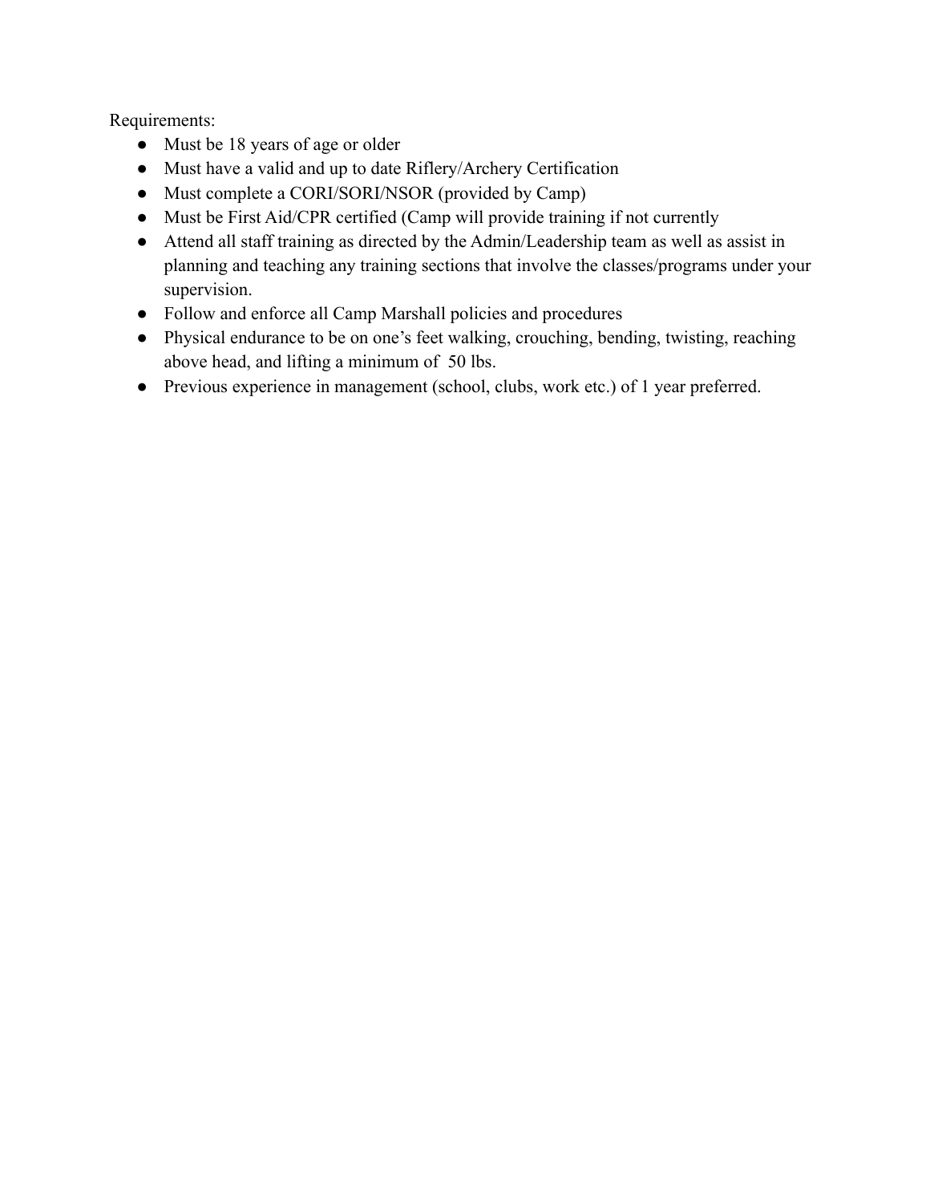Requirements:

- Must be 18 years of age or older
- Must have a valid and up to date Riflery/Archery Certification
- Must complete a CORI/SORI/NSOR (provided by Camp)
- Must be First Aid/CPR certified (Camp will provide training if not currently
- Attend all staff training as directed by the Admin/Leadership team as well as assist in planning and teaching any training sections that involve the classes/programs under your supervision.
- Follow and enforce all Camp Marshall policies and procedures
- Physical endurance to be on one's feet walking, crouching, bending, twisting, reaching above head, and lifting a minimum of 50 lbs.
- Previous experience in management (school, clubs, work etc.) of 1 year preferred.